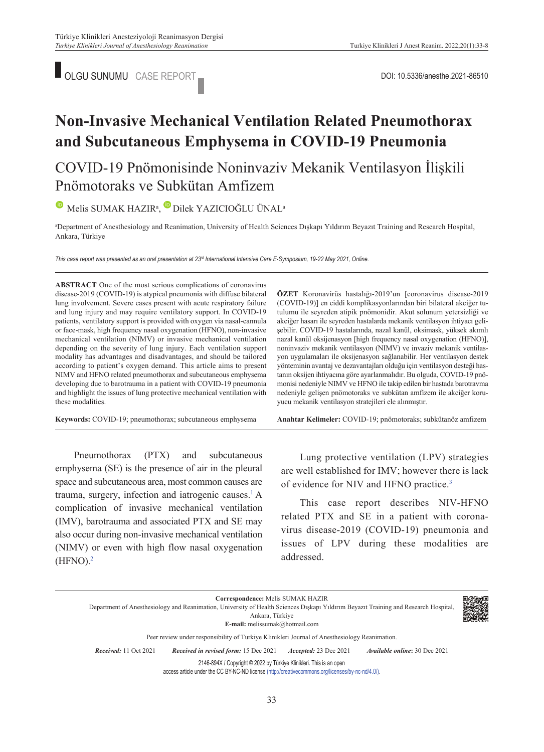OLGU SUNUMU CASE REPORT

DOI: 10.5336/anesthe.2021-86510

# Non-Invasive Mechanical Ventilation Related Pneumothorax and Subcutaneous Emphysema in COVID-19 Pneumonia

## COVID-19 Pnömonisinde Noninvaziv Mekanik Ventilasyon İlişkili Pnömotoraks ve Subkütan Amfizem

Melis SUMAK HAZIR[a], Dilek YAZICIOĞLU ÜNAL[a]

[a]Department of Anesthesiology and Reanimation, University of Health Sciences Dışkapı Yıldırım Beyazıt Training and Research Hospital, Ankara, Türkiye

*This case report was presented as an oral presentation at 23rd International Intensive Care E-Symposium, 19-22 May 2021, Online.*

**ABSTRACT** One of the most serious complications of coronavirus disease-2019 (COVID-19) is atypical pneumonia with diffuse bilateral lung involvement. Severe cases present with acute respiratory failure and lung injury and may require ventilatory support. In COVID-19 patients, ventilatory support is provided with oxygen via nasal-cannula or face-mask, high frequency nasal oxygenation (HFNO), non-invasive mechanical ventilation (NIMV) or invasive mechanical ventilation depending on the severity of lung injury. Each ventilation support modality has advantages and disadvantages, and should be tailored according to patient's oxygen demand. This article aims to present NIMV and HFNO related pneumothorax and subcutaneous emphysema developing due to barotrauma in a patient with COVID-19 pneumonia and highlight the issues of lung protective mechanical ventilation with these modalities.

**Keywords:** COVID-19; pneumothorax; subcutaneous emphysema

**ÖZET** Koronavirüs hastalığı-2019'un [coronavirus disease-2019 (COVID-19)] en ciddi komplikasyonlarından biri bilateral akciğer tutulumu ile seyreden atipik pnömonidir. Akut solunum yetersizliği ve akciğer hasarı ile seyreden hastalarda mekanik ventilasyon ihtiyacı gelişebilir. COVID-19 hastalarında, nazal kanül, oksimask, yüksek akımlı nazal kanül oksijenasyon [high frequency nasal oxygenation (HFNO)], noninvaziv mekanik ventilasyon (NIMV) ve invaziv mekanik ventilasyon uygulamaları ile oksijenasyon sağlanabilir. Her ventilasyon destek yönteminin avantaj ve dezavantajları olduğu için ventilasyon desteği hastanın oksijen ihtiyacına göre ayarlanmalıdır. Bu olguda, COVID-19 pnömonisi nedeniyle NIMV ve HFNO ile takip edilen bir hastada barotravma nedeniyle gelişen pnömotoraks ve subkütan amfizem ile akciğer koruyucu mekanik ventilasyon stratejileri ele alınmıştır.

**Anahtar Kelimeler:** COVID-19; pnömotoraks; subkütanöz amfizem

Pneumothorax (PTX) and subcutaneous emphysema (SE) is the presence of air in the pleural space and subcutaneous area, most common causes are trauma, surgery, infection and iatrogenic causes.[1] A complication of invasive mechanical ventilation (IMV), barotrauma and associated PTX and SE may also occur during non-invasive mechanical ventilation (NIMV) or even with high flow nasal oxygenation (HFNO).[2]

Lung protective ventilation (LPV) strategies are well established for IMV; however there is lack of evidence for NIV and HFNO practice.[3]

This case report describes NIV-HFNO related PTX and SE in a patient with coronavirus disease-2019 (COVID-19) pneumonia and issues of LPV during these modalities are addressed.

**Correspondence:** Melis SUMAK HAZIR
Department of Anesthesiology and Reanimation, University of Health Sciences Dışkapı Yıldırım Beyazıt Training and Research Hospital, Ankara, Türkiye
**E-mail:** melissumak@hotmail.com

Peer review under responsibility of Turkiye Klinikleri Journal of Anesthesiology Reanimation.

*Received:* 11 Oct 2021 *Received in revised form:* 15 Dec 2021 *Accepted:* 23 Dec 2021 *Available online:* 30 Dec 2021

2146-894X / Copyright © 2022 by Türkiye Klinikleri. This is an open access article under the CC BY-NC-ND license (http://creativecommons.org/licenses/by-nc-nd/4.0/).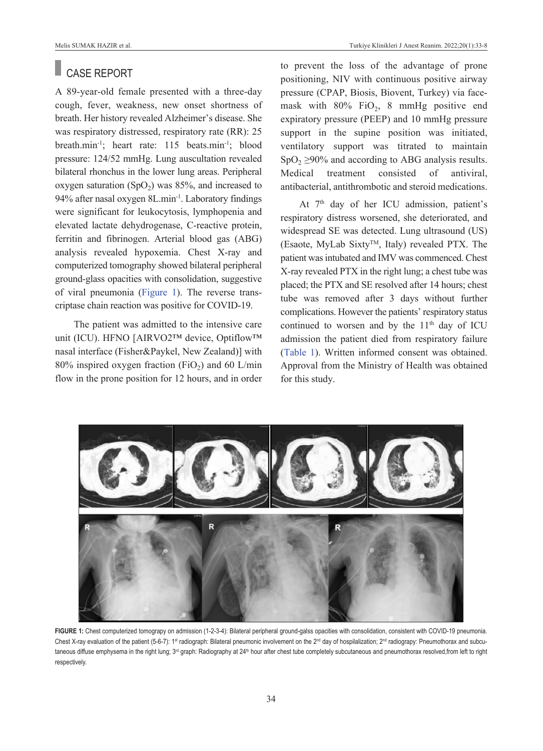## CASE REPORT

A 89-year-old female presented with a three-day cough, fever, weakness, new onset shortness of breath. Her history revealed Alzheimer's disease. She was respiratory distressed, respiratory rate (RR): 25 breath.min$^{-1}$; heart rate: 115 beats.min$^{-1}$; blood pressure: 124/52 mmHg. Lung auscultation revealed bilateral rhonchus in the lower lung areas. Peripheral oxygen saturation ($SpO_2$) was 85%, and increased to 94% after nasal oxygen 8L.min$^{-1}$. Laboratory findings were significant for leukocytosis, lymphopenia and elevated lactate dehydrogenase, C-reactive protein, ferritin and fibrinogen. Arterial blood gas (ABG) analysis revealed hypoxemia. Chest X-ray and computerized tomography showed bilateral peripheral ground-glass opacities with consolidation, suggestive of viral pneumonia (Figure 1). The reverse transcriptase chain reaction was positive for COVID-19.

The patient was admitted to the intensive care unit (ICU). HFNO [AIRVO2™ device, Optiflow™ nasal interface (Fisher&Paykel, New Zealand)] with 80% inspired oxygen fraction ($FiO_2$) and 60 L/min flow in the prone position for 12 hours, and in order to prevent the loss of the advantage of prone positioning, NIV with continuous positive airway pressure (CPAP, Biosis, Biovent, Turkey) via face-mask with 80% $FiO_2$, 8 mmHg positive end expiratory pressure (PEEP) and 10 mmHg pressure support in the supine position was initiated, ventilatory support was titrated to maintain $SpO_2$ ≥90% and according to ABG analysis results. Medical treatment consisted of antiviral, antibacterial, antithrombotic and steroid medications.

At 7[th] day of her ICU admission, patient's respiratory distress worsened, she deteriorated, and widespread SE was detected. Lung ultrasound (US) (Esaote, MyLab Sixty™, Italy) revealed PTX. The patient was intubated and IMV was commenced. Chest X-ray revealed PTX in the right lung; a chest tube was placed; the PTX and SE resolved after 14 hours; chest tube was removed after 3 days without further complications. However the patients' respiratory status continued to worsen and by the 11[th] day of ICU admission the patient died from respiratory failure (Table 1). Written informed consent was obtained. Approval from the Ministry of Health was obtained for this study.

**FIGURE 1:** Chest computerized tomograpy on admission (1-2-3-4): Bilateral peripheral ground-galss opacities with consolidation, consistent with COVID-19 pneumonia. Chest X-ray evaluation of the patient (5-6-7): 1[st] radiograph: Bilateral pneumonic involvement on the 2[nd] day of hospilalization; 2[nd] radiograpy: Pneumothorax and subcutaneous diffuse emphysema in the right lung; 3[rd] graph: Radiography at 24[th] hour after chest tube completely subcutaneous and pneumothorax resolved,from left to right respectively.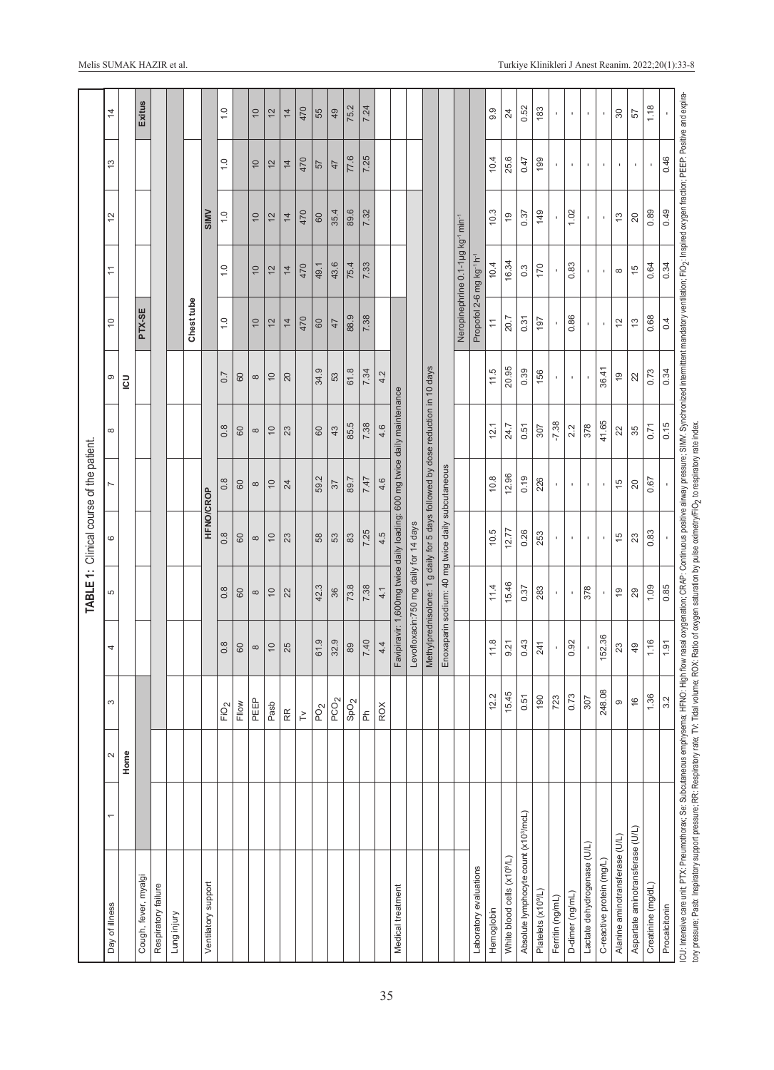**TABLE 1:** Clinical course of the patient.

| Day of illness | 1 | 2 | 3 | 4 | 5 | 6 | 7 | 8 | 9 | 10 | 11 | 12 | 13 | 14 |
|---|---|---|---|---|---|---|---|---|---|---|---|---|---|---|
| | | Home | | | | | | | ICU | | | | | |
| Cough, fever, myalgi | | | | | | | | | | PTX-SE | | | | Exitus |
| Respiratory failure | | | | | | | | | | | | | | |
| Lung injury | | | | | | | | | | Chest tube | | | | |
| Ventilatory support | | | | | | HFNO/CRAP | | | | | | SIMV | | |
| | | | $FiO_2$ | 0.8 | 0.8 | 0.8 | 0.8 | 0.8 | 0.7 | 1.0 | 1.0 | 1.0 | 1.0 | 1.0 |
| | | | Fllow | 60 | 60 | 60 | 60 | 60 | 60 | | | | | |
| | | | PEEP | 8 | 8 | 8 | 8 | 8 | 8 | 10 | 10 | 10 | 10 | 10 |
| | | | Pasb | 10 | 10 | 10 | 10 | 10 | 10 | 12 | 12 | 12 | 12 | 12 |
| | | | RR | 25 | 22 | 23 | 24 | 23 | 20 | 14 | 14 | 14 | 14 | 14 |
| | | | Tv | | | | | | | 470 | 470 | 470 | 470 | 470 |
| | | | $PO_2$ | 61.9 | 42.3 | 58 | 59.2 | 60 | 34.9 | 60 | 49.1 | 60 | 57 | 55 |
| | | | $PCO_2$ | 32.9 | 36 | 53 | 37 | 43 | 53 | 47 | 43.6 | 35.4 | 47 | 49 |
| | | | $SpO_2$ | 89 | 73.8 | 83 | 89.7 | 85.5 | 61.8 | 88.9 | 75.4 | 89.6 | 77.6 | 75.2 |
| | | | Ph | 7.40 | 7.38 | 7.25 | 7.47 | 7.38 | 7.34 | 7.38 | 7.33 | 7.32 | 7.25 | 7.24 |
| | | | ROX | 4.4 | 4.1 | 4.5 | 4.6 | 4.6 | 4.2 | | | | | |
| Medical treatment | | | | Favipiravir: 1,600mg twice daily loading; 600 mg twice daily maintenance | | | | | | | | | | |
| | | | | Levofloxacin:750 mg daily for 14 days | | | | | | | | | | |
| | | | | Methylprednisolone: 1 g daily for 5 days followed by dose reduction in 10 days | | | | | | | | | | |
| | | | | Enoxaparin sodium: 40 mg twice daily subcutaneous | | | | | | | | | | |
| | | | | | | | | | | Neropinephrine 0.1-1µg $kg^{-1}$ $min^{-1}$ | | | | |
| | | | | | | | | | | Propofol 2-6 mg $kg^{-1}$ $h^{-1}$ | | | | |
| Laboratory evaluations | | | | | | | | | | | | | | |
| Hemoglobin | | | 12.2 | 11.8 | 11.4 | 10.5 | 10.8 | 12.1 | 11.5 | 11 | 10.4 | 10.3 | 10.4 | 9.9 |
| White blood cells ($x10^9$/L) | | | 15.45 | 9.21 | 15.46 | 12.77 | 12.96 | 24.7 | 20.95 | 20.7 | 16.34 | 19 | 25.6 | 24 |
| Absolute lymphocyte count ($x10^3$/mcL) | | | 0.51 | 0.43 | 0.37 | 0.26 | 0.19 | 0.51 | 0.39 | 0.31 | 0.3 | 0.37 | 0.47 | 0.52 |
| Platelets ($x10^9$/L) | | | 190 | 241 | 283 | 253 | 226 | 307 | 156 | 197 | 170 | 149 | 199 | 183 |
| Ferritin (ng/mL) | | | 723 | - | - | - | - | -7.38 | - | - | - | - | - | - |
| D-dimer (ng/mL) | | | 0.73 | 0.92 | - | - | - | 2.2 | - | 0.86 | 0.83 | 1.02 | - | - |
| Lactate dehydrogenase (U/L) | | | 307 | - | 378 | - | - | 378 | - | - | - | - | - | - |
| C-reactive protein (mg/L) | | | 248.08 | 152.36 | - | - | - | 41.65 | 36.41 | - | - | - | - | - |
| Alanine aminotransferase (U/L) | | | 9 | 23 | 19 | 15 | 15 | 22 | 19 | 12 | 8 | 13 | - | 30 |
| Aspartate aminotransferase (U/L) | | | 16 | 49 | 29 | 23 | 20 | 35 | 22 | 13 | 15 | 20 | - | 57 |
| Creatinine (mg/dL) | | | 1.36 | 1.16 | 1.09 | 0.83 | 0.67 | 0.71 | 0.73 | 0.68 | 0.64 | 0.89 | - | 1.18 |
| Procalcitonin | | | 3.2 | 1.91 | 0.85 | - | - | 0.15 | 0.34 | 0.4 | 0.34 | 0.49 | 0.46 | - |

ICU: Intensive care unit; PTX: Pneumothorax; Se: Subcutaneous emphysema; HFNO: High flow nasal oxygenation; CRAP: Continuous positive airway pressure; SIMV: Synchronized intermittent mandatory ventilation; $FiO_2$: Inspired oxygen fraction; PEEP: Positive and expiratory pressure; Pasb: Inspiratory support pressure; RR: Respiratory rate; TV: Tidal volume; ROX: Ratio of oxygen saturation by pulse oximetry/$FiO_2$ to respiratory rate index.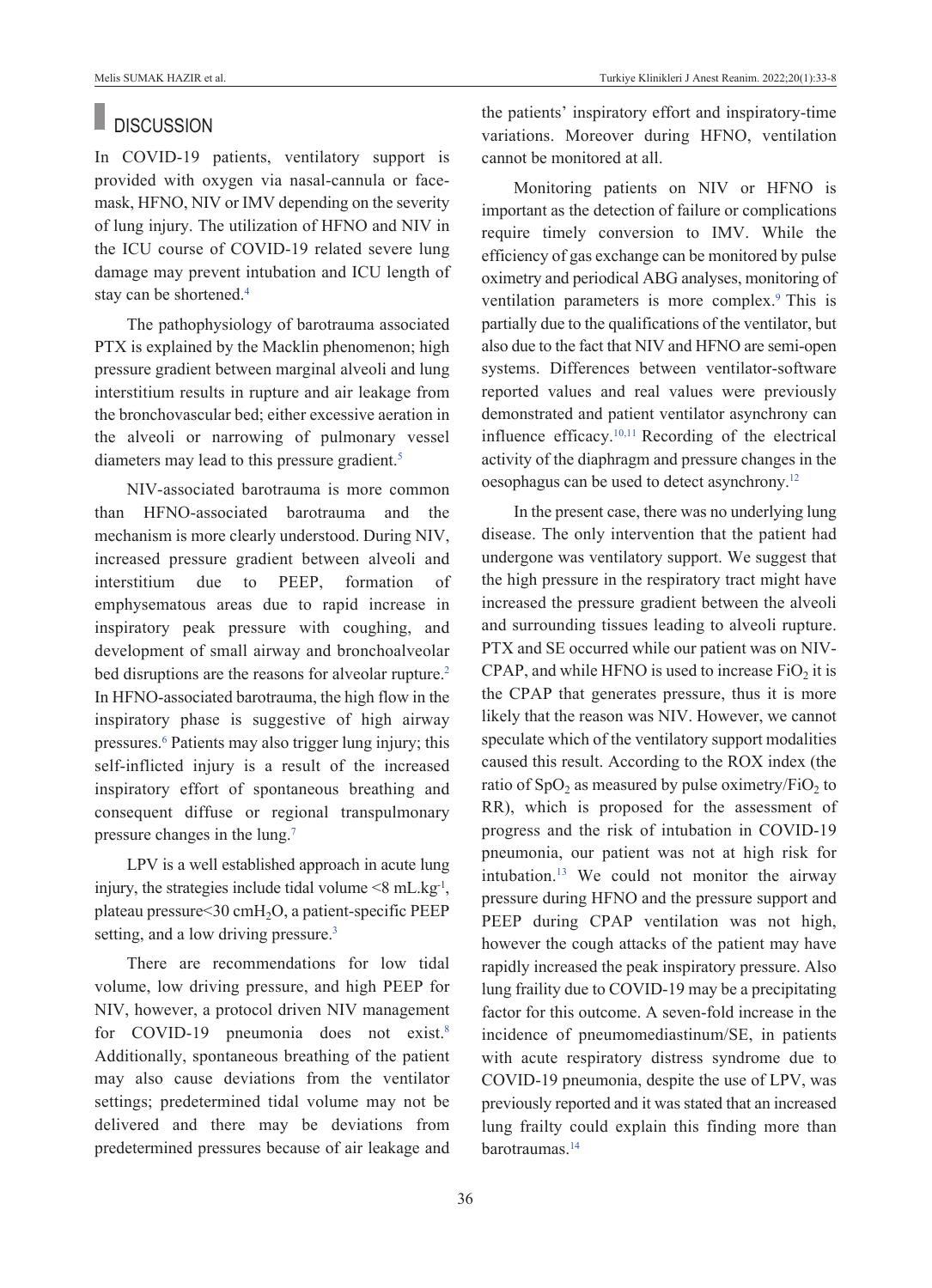## DISCUSSION

In COVID-19 patients, ventilatory support is provided with oxygen via nasal-cannula or face-mask, HFNO, NIV or IMV depending on the severity of lung injury. The utilization of HFNO and NIV in the ICU course of COVID-19 related severe lung damage may prevent intubation and ICU length of stay can be shortened.[4]

The pathophysiology of barotrauma associated PTX is explained by the Macklin phenomenon; high pressure gradient between marginal alveoli and lung interstitium results in rupture and air leakage from the bronchovascular bed; either excessive aeration in the alveoli or narrowing of pulmonary vessel diameters may lead to this pressure gradient.[5]

NIV-associated barotrauma is more common than HFNO-associated barotrauma and the mechanism is more clearly understood. During NIV, increased pressure gradient between alveoli and interstitium due to PEEP, formation of emphysematous areas due to rapid increase in inspiratory peak pressure with coughing, and development of small airway and bronchoalveolar bed disruptions are the reasons for alveolar rupture.[2] In HFNO-associated barotrauma, the high flow in the inspiratory phase is suggestive of high airway pressures.[6] Patients may also trigger lung injury; this self-inflicted injury is a result of the increased inspiratory effort of spontaneous breathing and consequent diffuse or regional transpulmonary pressure changes in the lung.[7]

LPV is a well established approach in acute lung injury, the strategies include tidal volume <8 $mL.kg^{-1}$, plateau pressure<30 $cmH_2O$, a patient-specific PEEP setting, and a low driving pressure.[3]

There are recommendations for low tidal volume, low driving pressure, and high PEEP for NIV, however, a protocol driven NIV management for COVID-19 pneumonia does not exist.[8] Additionally, spontaneous breathing of the patient may also cause deviations from the ventilator settings; predetermined tidal volume may not be delivered and there may be deviations from predetermined pressures because of air leakage and the patients' inspiratory effort and inspiratory-time variations. Moreover during HFNO, ventilation cannot be monitored at all.

Monitoring patients on NIV or HFNO is important as the detection of failure or complications require timely conversion to IMV. While the efficiency of gas exchange can be monitored by pulse oximetry and periodical ABG analyses, monitoring of ventilation parameters is more complex.[9] This is partially due to the qualifications of the ventilator, but also due to the fact that NIV and HFNO are semi-open systems. Differences between ventilator-software reported values and real values were previously demonstrated and patient ventilator asynchrony can influence efficacy.[10,11] Recording of the electrical activity of the diaphragm and pressure changes in the oesophagus can be used to detect asynchrony.[12]

In the present case, there was no underlying lung disease. The only intervention that the patient had undergone was ventilatory support. We suggest that the high pressure in the respiratory tract might have increased the pressure gradient between the alveoli and surrounding tissues leading to alveoli rupture. PTX and SE occurred while our patient was on NIV-CPAP, and while HFNO is used to increase $FiO_2$ it is the CPAP that generates pressure, thus it is more likely that the reason was NIV. However, we cannot speculate which of the ventilatory support modalities caused this result. According to the ROX index (the ratio of $SpO_2$ as measured by pulse oximetry/$FiO_2$ to RR), which is proposed for the assessment of progress and the risk of intubation in COVID-19 pneumonia, our patient was not at high risk for intubation.[13] We could not monitor the airway pressure during HFNO and the pressure support and PEEP during CPAP ventilation was not high, however the cough attacks of the patient may have rapidly increased the peak inspiratory pressure. Also lung frailty due to COVID-19 may be a precipitating factor for this outcome. A seven-fold increase in the incidence of pneumomediastinum/SE, in patients with acute respiratory distress syndrome due to COVID-19 pneumonia, despite the use of LPV, was previously reported and it was stated that an increased lung frailty could explain this finding more than barotraumas.[14]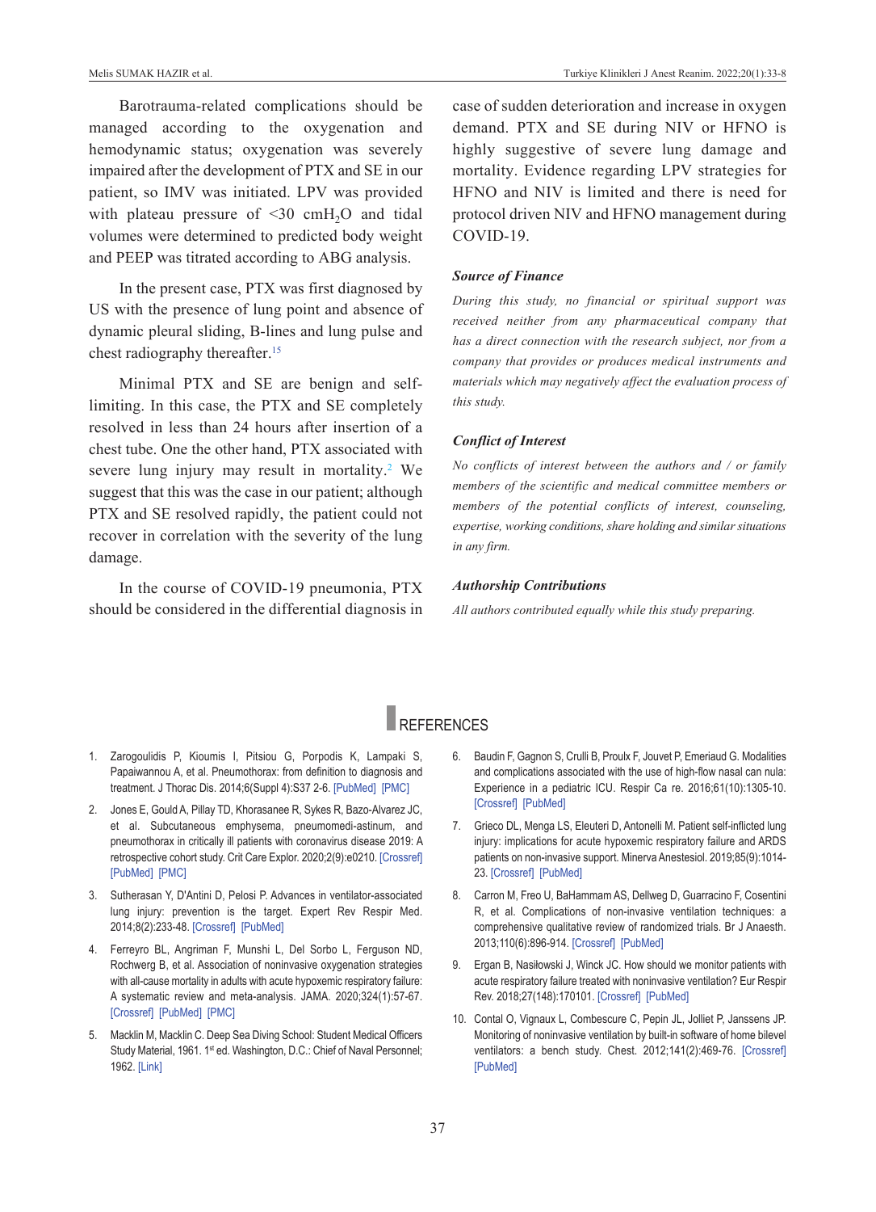Barotrauma-related complications should be managed according to the oxygenation and hemodynamic status; oxygenation was severely impaired after the development of PTX and SE in our patient, so IMV was initiated. LPV was provided with plateau pressure of <30 $cmH_2O$ and tidal volumes were determined to predicted body weight and PEEP was titrated according to ABG analysis.

In the present case, PTX was first diagnosed by US with the presence of lung point and absence of dynamic pleural sliding, B-lines and lung pulse and chest radiography thereafter.[15]

Minimal PTX and SE are benign and self-limiting. In this case, the PTX and SE completely resolved in less than 24 hours after insertion of a chest tube. One the other hand, PTX associated with severe lung injury may result in mortality.[2] We suggest that this was the case in our patient; although PTX and SE resolved rapidly, the patient could not recover in correlation with the severity of the lung damage.

In the course of COVID-19 pneumonia, PTX should be considered in the differential diagnosis in case of sudden deterioration and increase in oxygen demand. PTX and SE during NIV or HFNO is highly suggestive of severe lung damage and mortality. Evidence regarding LPV strategies for HFNO and NIV is limited and there is need for protocol driven NIV and HFNO management during COVID-19.

### Source of Finance

*During this study, no financial or spiritual support was received neither from any pharmaceutical company that has a direct connection with the research subject, nor from a company that provides or produces medical instruments and materials which may negatively affect the evaluation process of this study.*

### Conflict of Interest

*No conflicts of interest between the authors and / or family members of the scientific and medical committee members or members of the potential conflicts of interest, counseling, expertise, working conditions, share holding and similar situations in any firm.*

### Authorship Contributions

*All authors contributed equally while this study preparing.*

## REFERENCES

1. Zarogoulidis P, Kioumis I, Pitsiou G, Porpodis K, Lampaki S, Papaiwannou A, et al. Pneumothorax: from definition to diagnosis and treatment. J Thorac Dis. 2014;6(Suppl 4):S37 2-6. [PubMed] [PMC]
2. Jones E, Gould A, Pillay TD, Khorasanee R, Sykes R, Bazo-Alvarez JC, et al. Subcutaneous emphysema, pneumomedi-astinum, and pneumothorax in critically ill patients with coronavirus disease 2019: A retrospective cohort study. Crit Care Explor. 2020;2(9):e0210. [Crossref] [PubMed] [PMC]
3. Sutherasan Y, D'Antini D, Pelosi P. Advances in ventilator-associated lung injury: prevention is the target. Expert Rev Respir Med. 2014;8(2):233-48. [Crossref] [PubMed]
4. Ferreyro BL, Angriman F, Munshi L, Del Sorbo L, Ferguson ND, Rochwerg B, et al. Association of noninvasive oxygenation strategies with all-cause mortality in adults with acute hypoxemic respiratory failure: A systematic review and meta-analysis. JAMA. 2020;324(1):57-67. [Crossref] [PubMed] [PMC]
5. Macklin M, Macklin C. Deep Sea Diving School: Student Medical Officers Study Material, 1961. 1st ed. Washington, D.C.: Chief of Naval Personnel; 1962. [Link]
6. Baudin F, Gagnon S, Crulli B, Proulx F, Jouvet P, Emeriaud G. Modalities and complications associated with the use of high-flow nasal can nula: Experience in a pediatric ICU. Respir Ca re. 2016;61(10):1305-10. [Crossref] [PubMed]
7. Grieco DL, Menga LS, Eleuteri D, Antonelli M. Patient self-inflicted lung injury: implications for acute hypoxemic respiratory failure and ARDS patients on non-invasive support. Minerva Anestesiol. 2019;85(9):1014-23. [Crossref] [PubMed]
8. Carron M, Freo U, BaHammam AS, Dellweg D, Guarracino F, Cosentini R, et al. Complications of non-invasive ventilation techniques: a comprehensive qualitative review of randomized trials. Br J Anaesth. 2013;110(6):896-914. [Crossref] [PubMed]
9. Ergan B, Nasiłowski J, Winck JC. How should we monitor patients with acute respiratory failure treated with noninvasive ventilation? Eur Respir Rev. 2018;27(148):170101. [Crossref] [PubMed]
10. Contal O, Vignaux L, Combescure C, Pepin JL, Jolliet P, Janssens JP. Monitoring of noninvasive ventilation by built-in software of home bilevel ventilators: a bench study. Chest. 2012;141(2):469-76. [Crossref] [PubMed]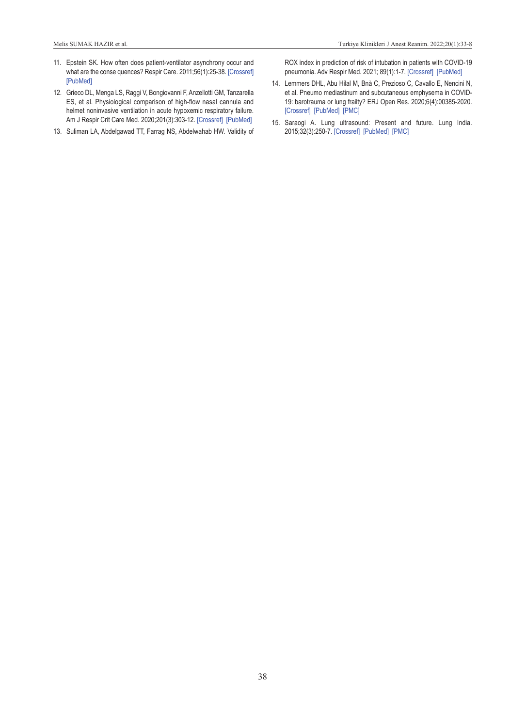11. Epstein SK. How often does patient-ventilator asynchrony occur and what are the conse quences? Respir Care. 2011;56(1):25-38. [Crossref] [PubMed]
12. Grieco DL, Menga LS, Raggi V, Bongiovanni F, Anzellotti GM, Tanzarella ES, et al. Physiological comparison of high-flow nasal cannula and helmet noninvasive ventilation in acute hypoxemic respiratory failure. Am J Respir Crit Care Med. 2020;201(3):303-12. [Crossref] [PubMed]
13. Suliman LA, Abdelgawad TT, Farrag NS, Abdelwahab HW. Validity of ROX index in prediction of risk of intubation in patients with COVID-19 pneumonia. Adv Respir Med. 2021; 89(1):1-7. [Crossref] [PubMed]
14. Lemmers DHL, Abu Hilal M, Bnà C, Prezioso C, Cavallo E, Nencini N, et al. Pneumo mediastinum and subcutaneous emphysema in COVID-19: barotrauma or lung frailty? ERJ Open Res. 2020;6(4):00385-2020. [Crossref] [PubMed] [PMC]
15. Saraogi A. Lung ultrasound: Present and future. Lung India. 2015;32(3):250-7. [Crossref] [PubMed] [PMC]